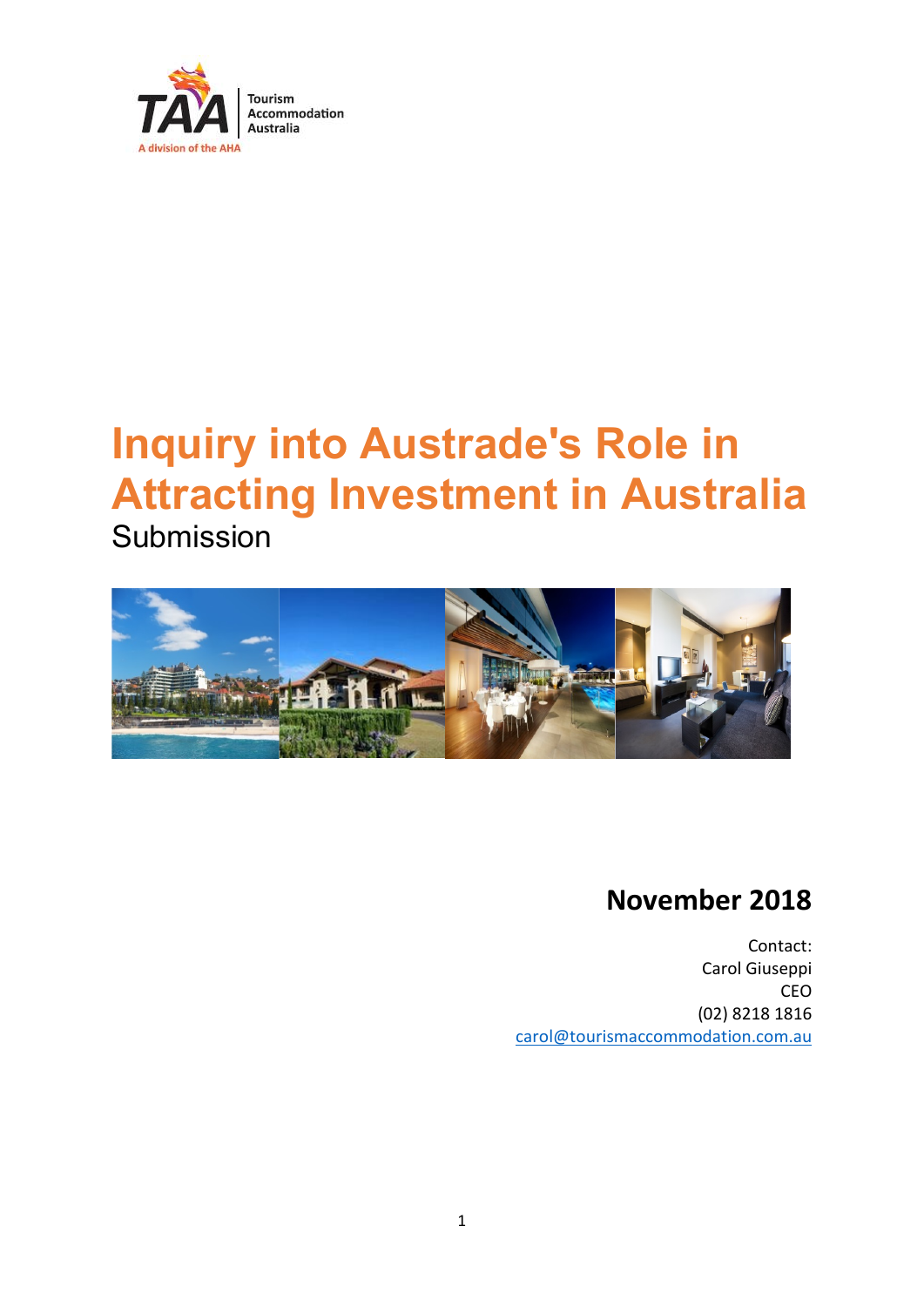TAA Tourism Accommodation Australia

A division of the AHA

# Inquiry into Austrade's Role in Attracting Investment in Australia

Submission

## November 2018

Contact:
Carol Giuseppi
CEO
(02) 8218 1816
carol@tourismaccommodation.com.au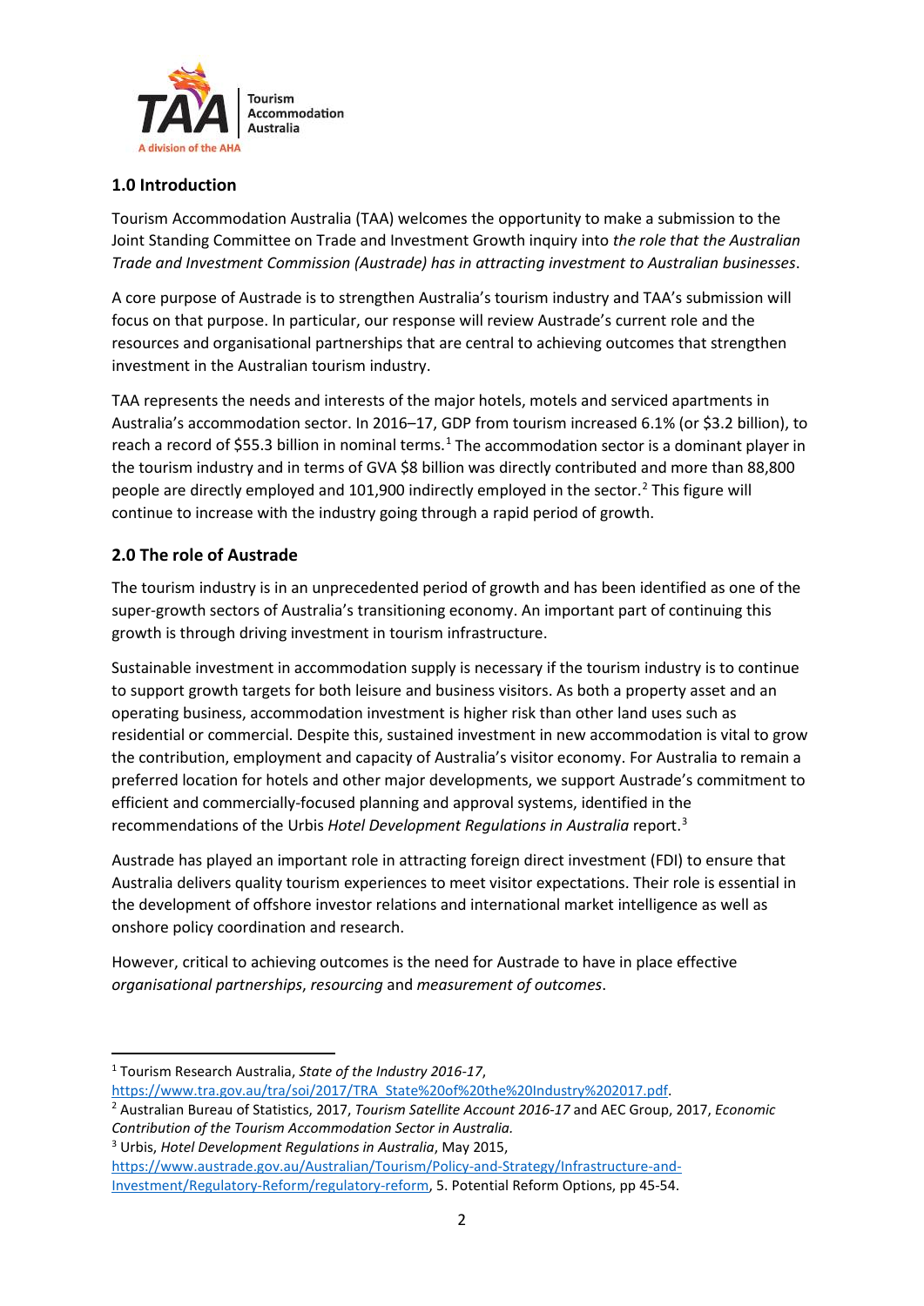## 1.0 Introduction

Tourism Accommodation Australia (TAA) welcomes the opportunity to make a submission to the Joint Standing Committee on Trade and Investment Growth inquiry into *the role that the Australian Trade and Investment Commission (Austrade) has in attracting investment to Australian businesses*.

A core purpose of Austrade is to strengthen Australia's tourism industry and TAA's submission will focus on that purpose. In particular, our response will review Austrade's current role and the resources and organisational partnerships that are central to achieving outcomes that strengthen investment in the Australian tourism industry.

TAA represents the needs and interests of the major hotels, motels and serviced apartments in Australia's accommodation sector. In 2016–17, GDP from tourism increased 6.1% (or $3.2 billion), to reach a record of $55.3 billion in nominal terms.[1] The accommodation sector is a dominant player in the tourism industry and in terms of GVA $8 billion was directly contributed and more than 88,800 people are directly employed and 101,900 indirectly employed in the sector.[2] This figure will continue to increase with the industry going through a rapid period of growth.

## 2.0 The role of Austrade

The tourism industry is in an unprecedented period of growth and has been identified as one of the super-growth sectors of Australia's transitioning economy. An important part of continuing this growth is through driving investment in tourism infrastructure.

Sustainable investment in accommodation supply is necessary if the tourism industry is to continue to support growth targets for both leisure and business visitors. As both a property asset and an operating business, accommodation investment is higher risk than other land uses such as residential or commercial. Despite this, sustained investment in new accommodation is vital to grow the contribution, employment and capacity of Australia's visitor economy. For Australia to remain a preferred location for hotels and other major developments, we support Austrade's commitment to efficient and commercially-focused planning and approval systems, identified in the recommendations of the Urbis *Hotel Development Regulations in Australia* report.[3]

Austrade has played an important role in attracting foreign direct investment (FDI) to ensure that Australia delivers quality tourism experiences to meet visitor expectations. Their role is essential in the development of offshore investor relations and international market intelligence as well as onshore policy coordination and research.

However, critical to achieving outcomes is the need for Austrade to have in place effective *organisational partnerships*, *resourcing* and *measurement of outcomes*.

---

[1] Tourism Research Australia, *State of the Industry 2016-17*, https://www.tra.gov.au/tra/soi/2017/TRA_State%20of%20the%20Industry%202017.pdf.

[2] Australian Bureau of Statistics, 2017, *Tourism Satellite Account 2016-17* and AEC Group, 2017, *Economic Contribution of the Tourism Accommodation Sector in Australia.*

[3] Urbis, *Hotel Development Regulations in Australia*, May 2015, https://www.austrade.gov.au/Australian/Tourism/Policy-and-Strategy/Infrastructure-and-Investment/Regulatory-Reform/regulatory-reform, 5. Potential Reform Options, pp 45-54.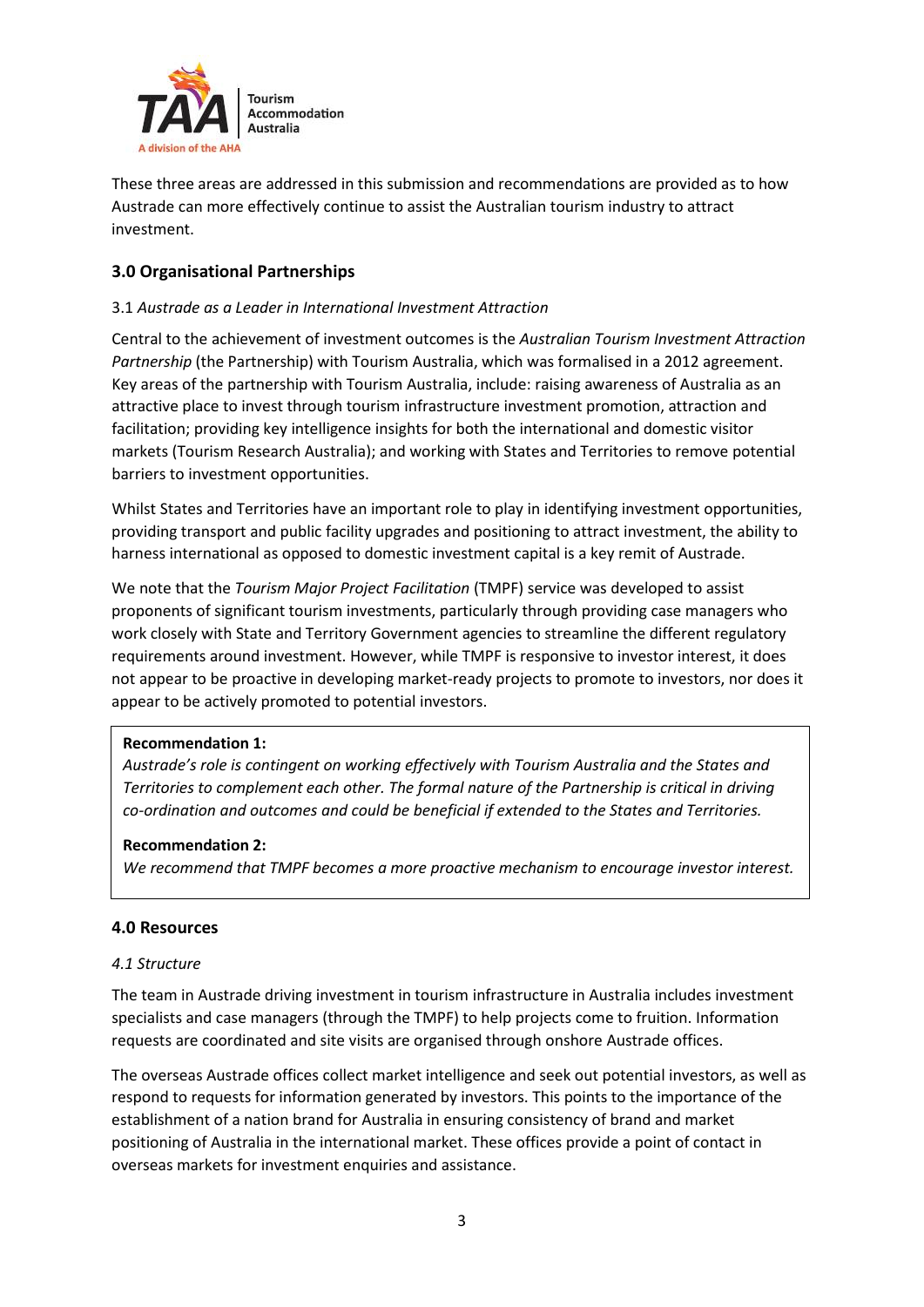These three areas are addressed in this submission and recommendations are provided as to how Austrade can more effectively continue to assist the Australian tourism industry to attract investment.

## 3.0 Organisational Partnerships

3.1 *Austrade as a Leader in International Investment Attraction*

Central to the achievement of investment outcomes is the *Australian Tourism Investment Attraction Partnership* (the Partnership) with Tourism Australia, which was formalised in a 2012 agreement. Key areas of the partnership with Tourism Australia, include: raising awareness of Australia as an attractive place to invest through tourism infrastructure investment promotion, attraction and facilitation; providing key intelligence insights for both the international and domestic visitor markets (Tourism Research Australia); and working with States and Territories to remove potential barriers to investment opportunities.

Whilst States and Territories have an important role to play in identifying investment opportunities, providing transport and public facility upgrades and positioning to attract investment, the ability to harness international as opposed to domestic investment capital is a key remit of Austrade.

We note that the *Tourism Major Project Facilitation* (TMPF) service was developed to assist proponents of significant tourism investments, particularly through providing case managers who work closely with State and Territory Government agencies to streamline the different regulatory requirements around investment. However, while TMPF is responsive to investor interest, it does not appear to be proactive in developing market-ready projects to promote to investors, nor does it appear to be actively promoted to potential investors.

**Recommendation 1:**
*Austrade's role is contingent on working effectively with Tourism Australia and the States and Territories to complement each other. The formal nature of the Partnership is critical in driving co-ordination and outcomes and could be beneficial if extended to the States and Territories.*

**Recommendation 2:**
*We recommend that TMPF becomes a more proactive mechanism to encourage investor interest.*

## 4.0 Resources

*4.1 Structure*

The team in Austrade driving investment in tourism infrastructure in Australia includes investment specialists and case managers (through the TMPF) to help projects come to fruition. Information requests are coordinated and site visits are organised through onshore Austrade offices.

The overseas Austrade offices collect market intelligence and seek out potential investors, as well as respond to requests for information generated by investors. This points to the importance of the establishment of a nation brand for Australia in ensuring consistency of brand and market positioning of Australia in the international market. These offices provide a point of contact in overseas markets for investment enquiries and assistance.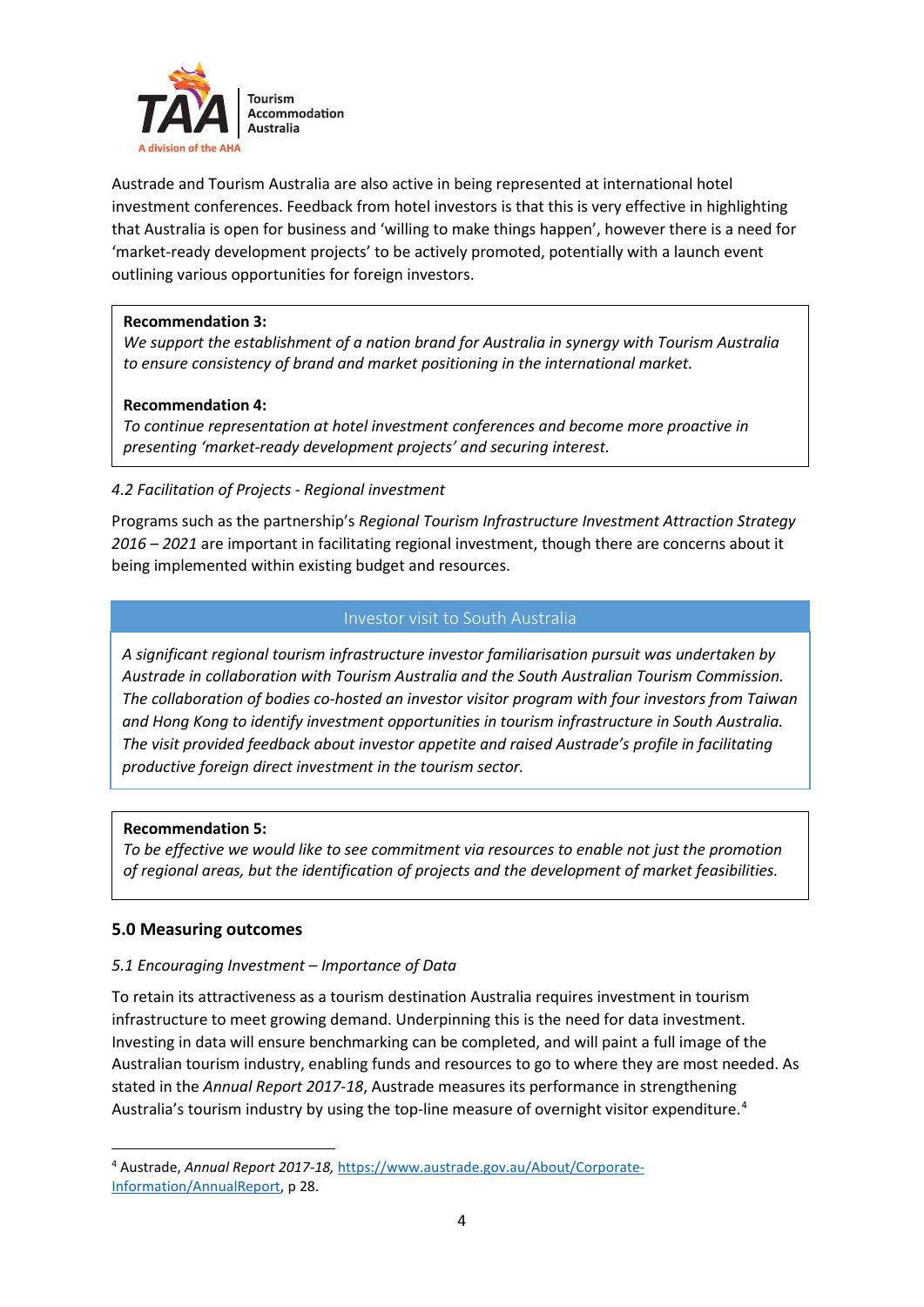Austrade and Tourism Australia are also active in being represented at international hotel investment conferences. Feedback from hotel investors is that this is very effective in highlighting that Australia is open for business and 'willing to make things happen', however there is a need for 'market-ready development projects' to be actively promoted, potentially with a launch event outlining various opportunities for foreign investors.

**Recommendation 3:**
*We support the establishment of a nation brand for Australia in synergy with Tourism Australia to ensure consistency of brand and market positioning in the international market.*

**Recommendation 4:**
*To continue representation at hotel investment conferences and become more proactive in presenting 'market-ready development projects' and securing interest.*

### *4.2 Facilitation of Projects - Regional investment*

Programs such as the partnership's *Regional Tourism Infrastructure Investment Attraction Strategy 2016 – 2021* are important in facilitating regional investment, though there are concerns about it being implemented within existing budget and resources.

**Investor visit to South Australia**

*A significant regional tourism infrastructure investor familiarisation pursuit was undertaken by Austrade in collaboration with Tourism Australia and the South Australian Tourism Commission. The collaboration of bodies co-hosted an investor visitor program with four investors from Taiwan and Hong Kong to identify investment opportunities in tourism infrastructure in South Australia. The visit provided feedback about investor appetite and raised Austrade's profile in facilitating productive foreign direct investment in the tourism sector.*

**Recommendation 5:**
*To be effective we would like to see commitment via resources to enable not just the promotion of regional areas, but the identification of projects and the development of market feasibilities.*

## 5.0 Measuring outcomes

### *5.1 Encouraging Investment – Importance of Data*

To retain its attractiveness as a tourism destination Australia requires investment in tourism infrastructure to meet growing demand. Underpinning this is the need for data investment. Investing in data will ensure benchmarking can be completed, and will paint a full image of the Australian tourism industry, enabling funds and resources to go to where they are most needed. As stated in the *Annual Report 2017-18*, Austrade measures its performance in strengthening Australia's tourism industry by using the top-line measure of overnight visitor expenditure.[4]

[4] Austrade, *Annual Report 2017-18,* https://www.austrade.gov.au/About/Corporate-Information/AnnualReport, p 28.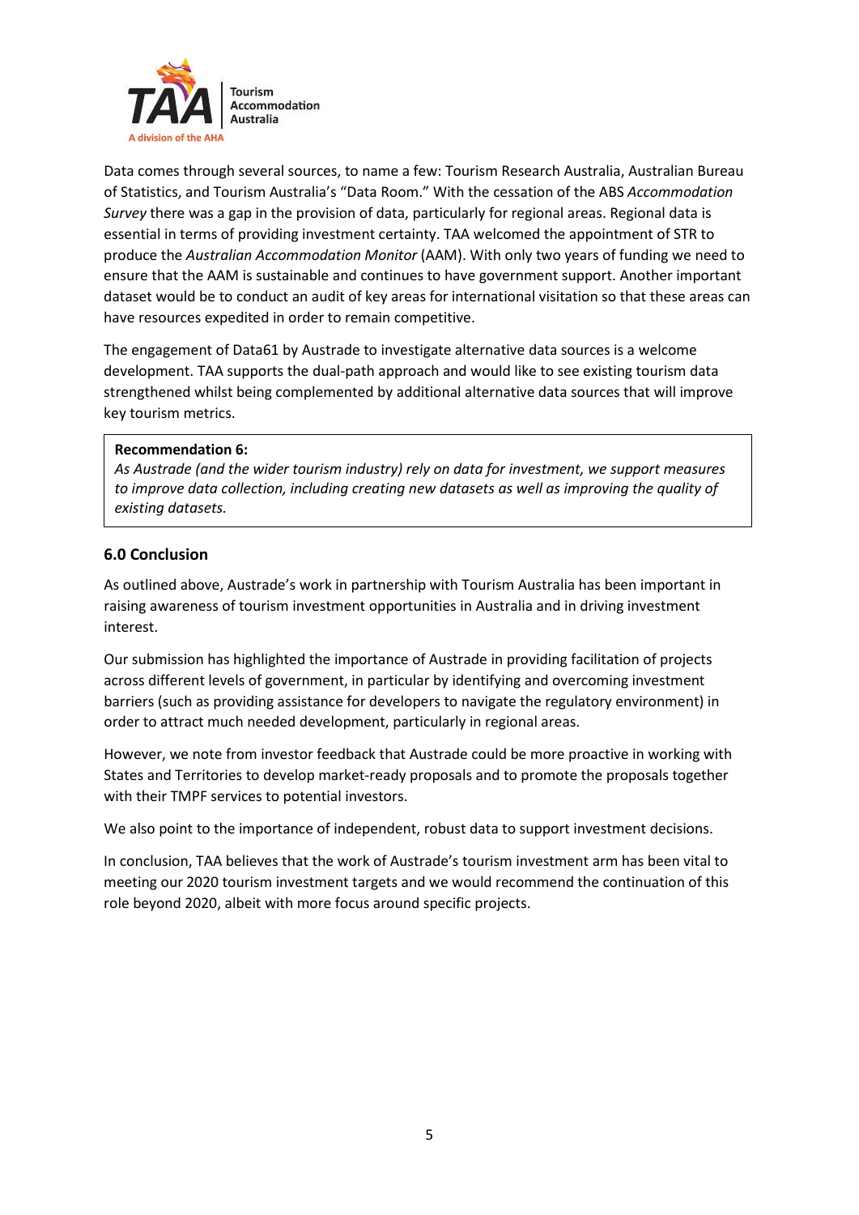Data comes through several sources, to name a few: Tourism Research Australia, Australian Bureau of Statistics, and Tourism Australia's "Data Room." With the cessation of the ABS *Accommodation Survey* there was a gap in the provision of data, particularly for regional areas. Regional data is essential in terms of providing investment certainty. TAA welcomed the appointment of STR to produce the *Australian Accommodation Monitor* (AAM). With only two years of funding we need to ensure that the AAM is sustainable and continues to have government support. Another important dataset would be to conduct an audit of key areas for international visitation so that these areas can have resources expedited in order to remain competitive.

The engagement of Data61 by Austrade to investigate alternative data sources is a welcome development. TAA supports the dual-path approach and would like to see existing tourism data strengthened whilst being complemented by additional alternative data sources that will improve key tourism metrics.

> **Recommendation 6:**
> *As Austrade (and the wider tourism industry) rely on data for investment, we support measures to improve data collection, including creating new datasets as well as improving the quality of existing datasets.*

## 6.0 Conclusion

As outlined above, Austrade's work in partnership with Tourism Australia has been important in raising awareness of tourism investment opportunities in Australia and in driving investment interest.

Our submission has highlighted the importance of Austrade in providing facilitation of projects across different levels of government, in particular by identifying and overcoming investment barriers (such as providing assistance for developers to navigate the regulatory environment) in order to attract much needed development, particularly in regional areas.

However, we note from investor feedback that Austrade could be more proactive in working with States and Territories to develop market-ready proposals and to promote the proposals together with their TMPF services to potential investors.

We also point to the importance of independent, robust data to support investment decisions.

In conclusion, TAA believes that the work of Austrade's tourism investment arm has been vital to meeting our 2020 tourism investment targets and we would recommend the continuation of this role beyond 2020, albeit with more focus around specific projects.